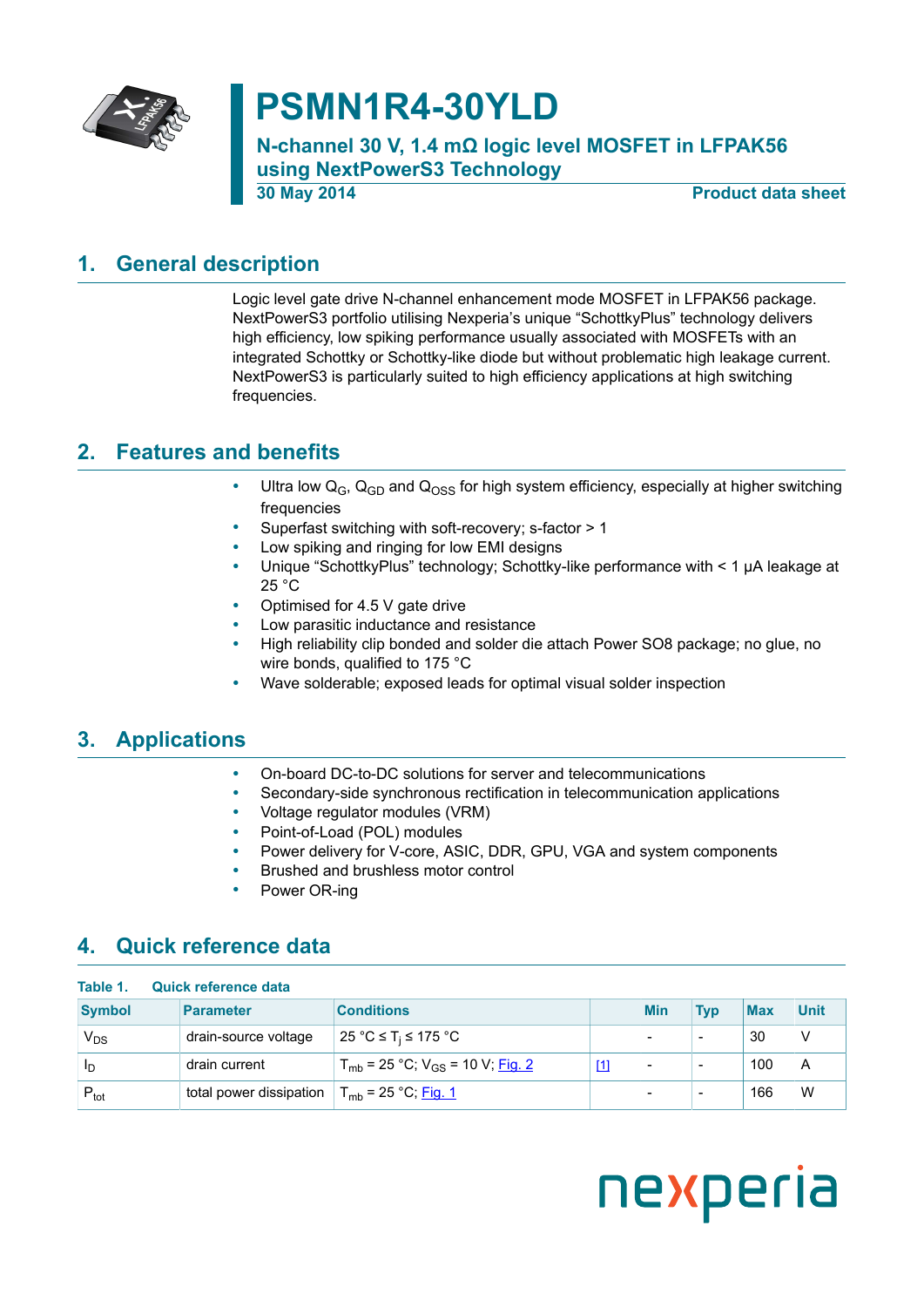# PSMN1R4-30YLD

## N-channel 30 V, 1.4 mΩ logic level MOSFET in LFPAK56 using NextPowerS3 Technology

30 May 2014 **Product data sheet**

## 1. General description

Logic level gate drive N-channel enhancement mode MOSFET in LFPAK56 package. NextPowerS3 portfolio utilising Nexperia's unique "SchottkyPlus" technology delivers high efficiency, low spiking performance usually associated with MOSFETs with an integrated Schottky or Schottky-like diode but without problematic high leakage current. NextPowerS3 is particularly suited to high efficiency applications at high switching frequencies.

## 2. Features and benefits

- Ultra low $Q_G$, $Q_{GD}$ and $Q_{OSS}$ for high system efficiency, especially at higher switching frequencies
- Superfast switching with soft-recovery; s-factor > 1
- Low spiking and ringing for low EMI designs
- Unique "SchottkyPlus" technology; Schottky-like performance with < 1 µA leakage at 25 °C
- Optimised for 4.5 V gate drive
- Low parasitic inductance and resistance
- High reliability clip bonded and solder die attach Power SO8 package; no glue, no wire bonds, qualified to 175 °C
- Wave solderable; exposed leads for optimal visual solder inspection

## 3. Applications

- On-board DC-to-DC solutions for server and telecommunications
- Secondary-side synchronous rectification in telecommunication applications
- Voltage regulator modules (VRM)
- Point-of-Load (POL) modules
- Power delivery for V-core, ASIC, DDR, GPU, VGA and system components
- Brushed and brushless motor control
- Power OR-ing

## 4. Quick reference data

**Table 1. Quick reference data**

| Symbol | Parameter | Conditions | | Min | Typ | Max | Unit |
|---|---|---|---|---|---|---|---|
| $V_{DS}$ | drain-source voltage | 25 °C ≤ $T_j$ ≤ 175 °C | | - | - | 30 | V |
| $I_D$ | drain current | $T_{mb}$ = 25 °C; $V_{GS}$ = 10 V; Fig. 2 | [1] | - | - | 100 | A |
| $P_{tot}$ | total power dissipation | $T_{mb}$ = 25 °C; Fig. 1 | | - | - | 166 | W |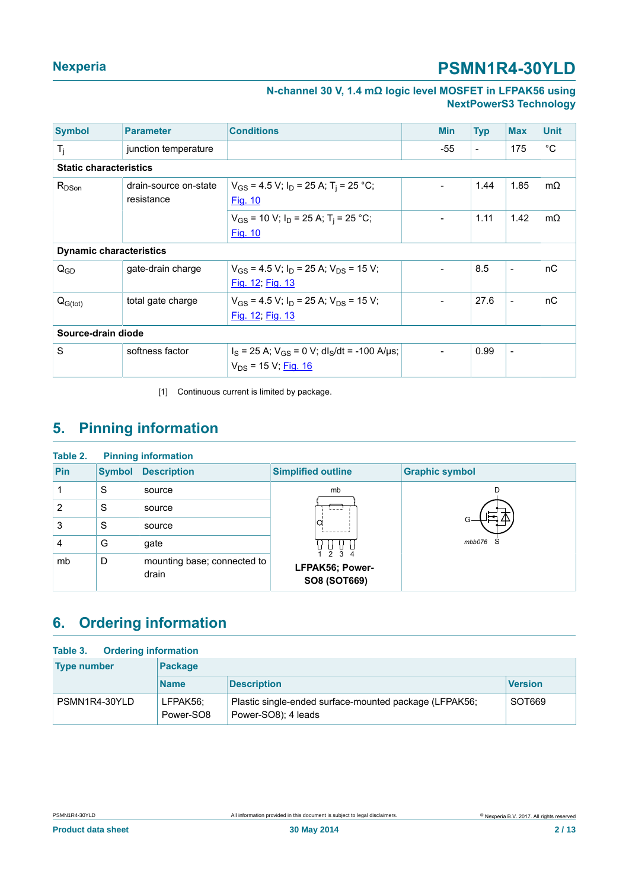| Symbol | Parameter | Conditions | Min | Typ | Max | Unit |
|---|---|---|---|---|---|---|
| $T_j$ | junction temperature | | -55 | - | 175 | °C |
| **Static characteristics** | | | | | | |
| $R_{DSon}$ | drain-source on-state resistance | $V_{GS}$ = 4.5 V; $I_D$ = 25 A; $T_j$ = 25 °C; Fig. 10 | - | 1.44 | 1.85 | mΩ |
| | | $V_{GS}$ = 10 V; $I_D$ = 25 A; $T_j$ = 25 °C; Fig. 10 | - | 1.11 | 1.42 | mΩ |
| **Dynamic characteristics** | | | | | | |
| $Q_{GD}$ | gate-drain charge | $V_{GS}$ = 4.5 V; $I_D$ = 25 A; $V_{DS}$ = 15 V; Fig. 12; Fig. 13 | - | 8.5 | - | nC |
| $Q_{G(tot)}$ | total gate charge | $V_{GS}$ = 4.5 V; $I_D$ = 25 A; $V_{DS}$ = 15 V; Fig. 12; Fig. 13 | - | 27.6 | - | nC |
| **Source-drain diode** | | | | | | |
| S | softness factor | $I_S$ = 25 A; $V_{GS}$ = 0 V; $dI_S/dt$ = -100 A/µs; $V_{DS}$ = 15 V; Fig. 16 | - | 0.99 | - | |

[1] Continuous current is limited by package.

## 5. Pinning information

**Table 2. Pinning information**

| Pin | Symbol | Description | Simplified outline | Graphic symbol |
|---|---|---|---|---|
| 1 | S | source | LFPAK56; Power-SO8 (SOT669) | mbb076 |
| 2 | S | source | | |
| 3 | S | source | | |
| 4 | G | gate | | |
| mb | D | mounting base; connected to drain | | |

## 6. Ordering information

**Table 3. Ordering information**

| Type number | Package | | |
|---|---|---|---|
| | Name | Description | Version |
| PSMN1R4-30YLD | LFPAK56; Power-SO8 | Plastic single-ended surface-mounted package (LFPAK56; Power-SO8); 4 leads | SOT669 |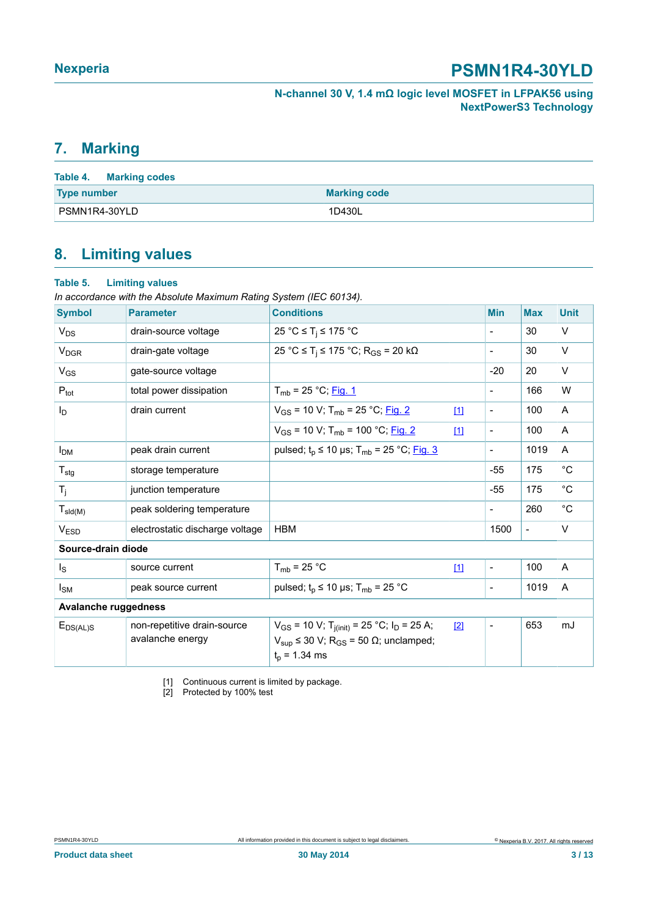## 7. Marking

**Table 4. Marking codes**

| Type number | Marking code |
|---|---|
| PSMN1R4-30YLD | 1D430L |

## 8. Limiting values

**Table 5. Limiting values**

*In accordance with the Absolute Maximum Rating System (IEC 60134).*

| Symbol | Parameter | Conditions | | Min | Max | Unit |
|---|---|---|---|---|---|---|
| $V_{DS}$ | drain-source voltage | 25 °C ≤ $T_j$ ≤ 175 °C | | - | 30 | V |
| $V_{DGR}$ | drain-gate voltage | 25 °C ≤ $T_j$ ≤ 175 °C; $R_{GS}$ = 20 kΩ | | - | 30 | V |
| $V_{GS}$ | gate-source voltage | | | -20 | 20 | V |
| $P_{tot}$ | total power dissipation | $T_{mb}$ = 25 °C; Fig. 1 | | - | 166 | W |
| $I_D$ | drain current | $V_{GS}$ = 10 V; $T_{mb}$ = 25 °C; Fig. 2 | [1] | - | 100 | A |
| | | $V_{GS}$ = 10 V; $T_{mb}$ = 100 °C; Fig. 2 | [1] | - | 100 | A |
| $I_{DM}$ | peak drain current | pulsed; $t_p$ ≤ 10 µs; $T_{mb}$ = 25 °C; Fig. 3 | | - | 1019 | A |
| $T_{stg}$ | storage temperature | | | -55 | 175 | °C |
| $T_j$ | junction temperature | | | -55 | 175 | °C |
| $T_{sld(M)}$ | peak soldering temperature | | | - | 260 | °C |
| $V_{ESD}$ | electrostatic discharge voltage | HBM | | 1500 | - | V |
| **Source-drain diode** | | | | | | |
| $I_S$ | source current | $T_{mb}$ = 25 °C | [1] | - | 100 | A |
| $I_{SM}$ | peak source current | pulsed; $t_p$ ≤ 10 µs; $T_{mb}$ = 25 °C | | - | 1019 | A |
| **Avalanche ruggedness** | | | | | | |
| $E_{DS(AL)S}$ | non-repetitive drain-source avalanche energy | $V_{GS}$ = 10 V; $T_{j(init)}$ = 25 °C; $I_D$ = 25 A; $V_{sup}$ ≤ 30 V; $R_{GS}$ = 50 Ω; unclamped; $t_p$ = 1.34 ms | [2] | - | 653 | mJ |

[1] Continuous current is limited by package.
[2] Protected by 100% test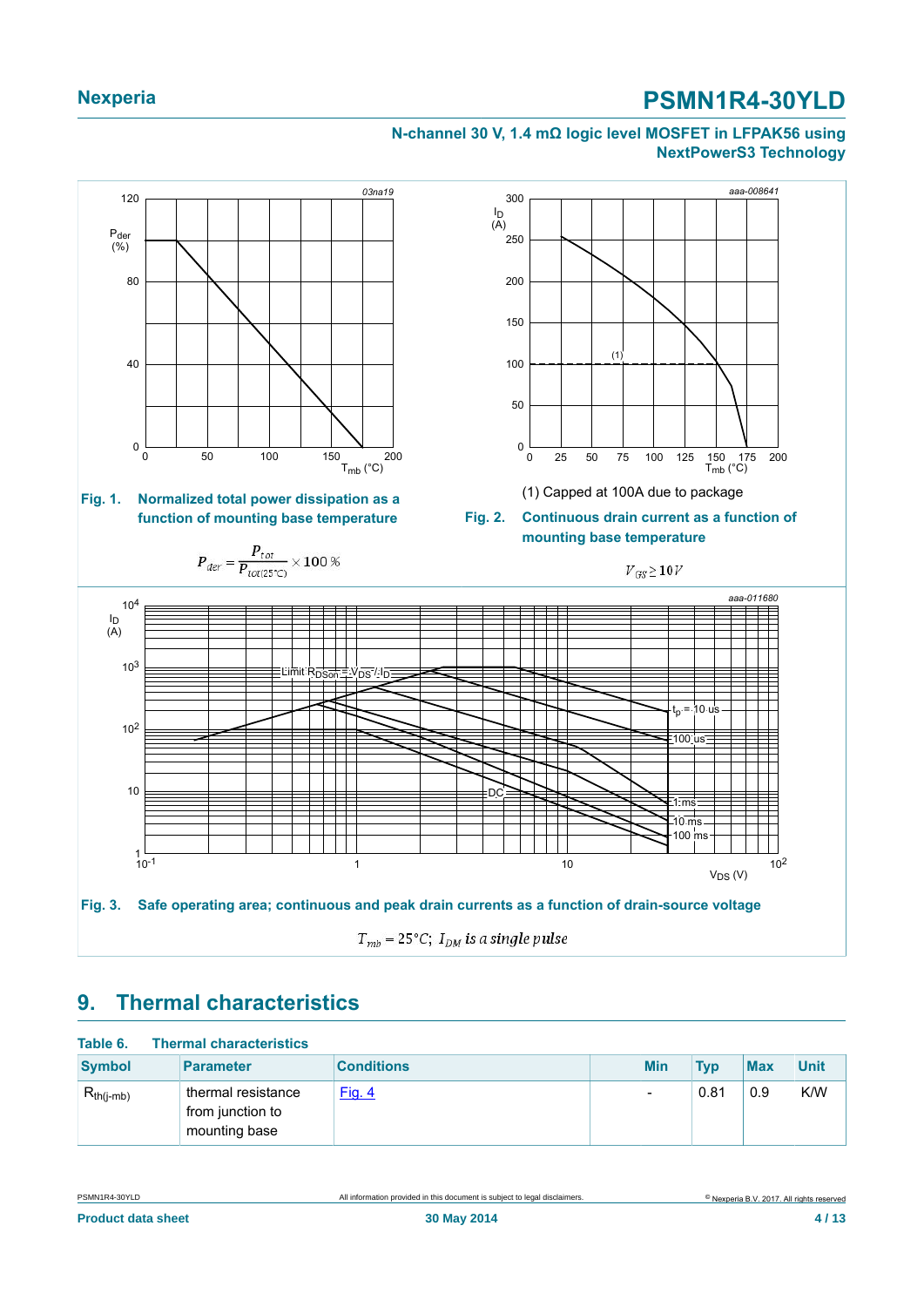Fig. 1. Normalized total power dissipation as a function of mounting base temperature

$$P_{der} = \frac{P_{tot}}{P_{tot(25^\circ C)}} \times 100\,\%$$

(1) Capped at 100A due to package

Fig. 2. Continuous drain current as a function of mounting base temperature

$$V_{GS} \geq 10\,V$$

Fig. 3. Safe operating area; continuous and peak drain currents as a function of drain-source voltage

$$T_{mb} = 25^\circ C;\ I_{DM} \text{ is a single pulse}$$

## 9. Thermal characteristics

**Table 6. Thermal characteristics**

| Symbol | Parameter | Conditions | Min | Typ | Max | Unit |
|---|---|---|---|---|---|---|
| $R_{th(j-mb)}$ | thermal resistance from junction to mounting base | Fig. 4 | - | 0.81 | 0.9 | K/W |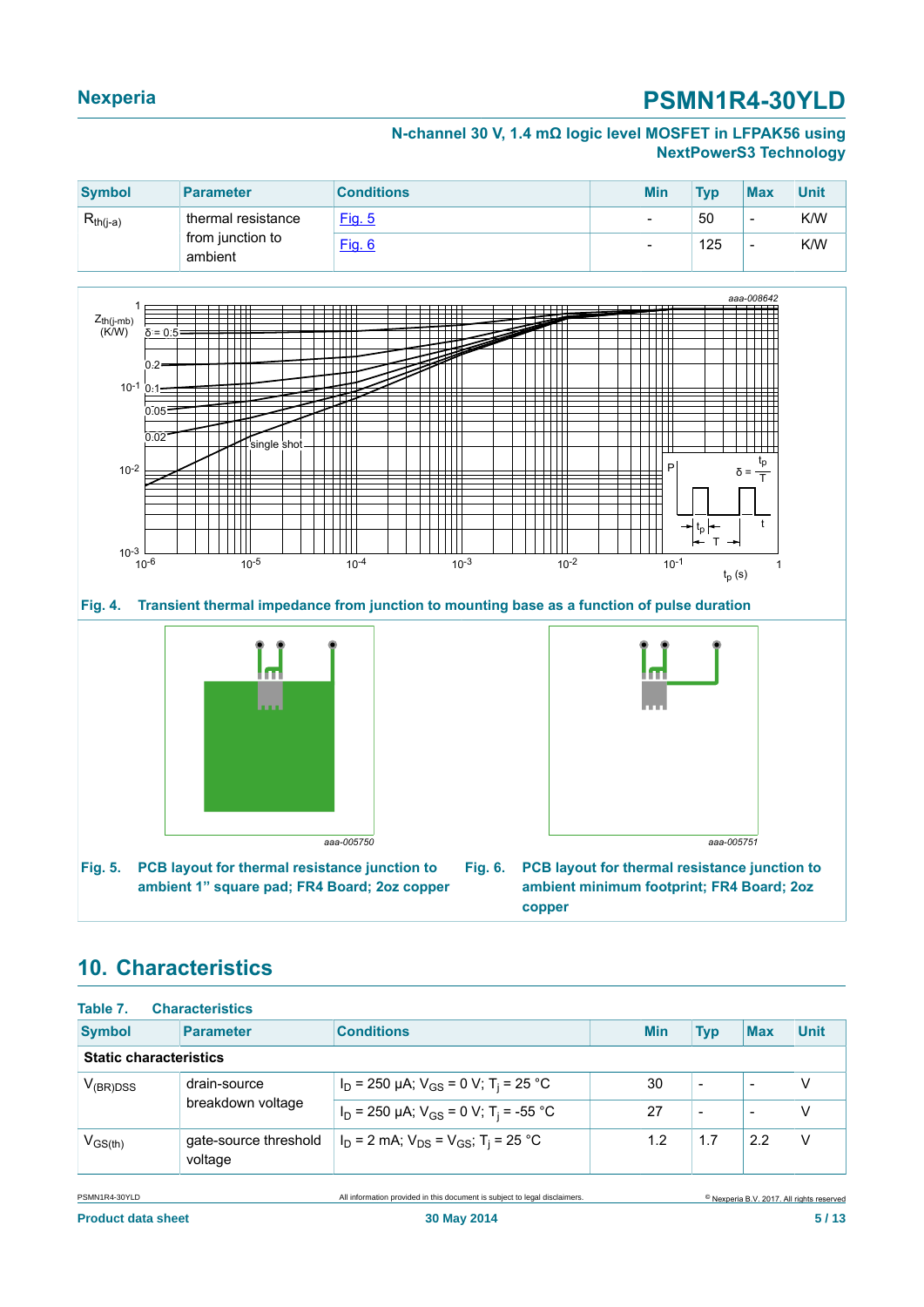| Symbol | Parameter | Conditions | Min | Typ | Max | Unit |
|---|---|---|---|---|---|---|
| $R_{th(j-a)}$ | thermal resistance from junction to ambient | Fig. 5 | - | 50 | - | K/W |
| | | Fig. 6 | - | 125 | - | K/W |

**Fig. 4. Transient thermal impedance from junction to mounting base as a function of pulse duration**

**Fig. 5. PCB layout for thermal resistance junction to ambient 1" square pad; FR4 Board; 2oz copper**

**Fig. 6. PCB layout for thermal resistance junction to ambient minimum footprint; FR4 Board; 2oz copper**

## 10. Characteristics

**Table 7. Characteristics**

| Symbol | Parameter | Conditions | Min | Typ | Max | Unit |
|---|---|---|---|---|---|---|
| **Static characteristics** | | | | | | |
| $V_{(BR)DSS}$ | drain-source breakdown voltage | $I_D$ = 250 µA; $V_{GS}$ = 0 V; $T_j$ = 25 °C | 30 | - | - | V |
| | | $I_D$ = 250 µA; $V_{GS}$ = 0 V; $T_j$ = -55 °C | 27 | - | - | V |
| $V_{GS(th)}$ | gate-source threshold voltage | $I_D$ = 2 mA; $V_{DS}$ = $V_{GS}$; $T_j$ = 25 °C | 1.2 | 1.7 | 2.2 | V |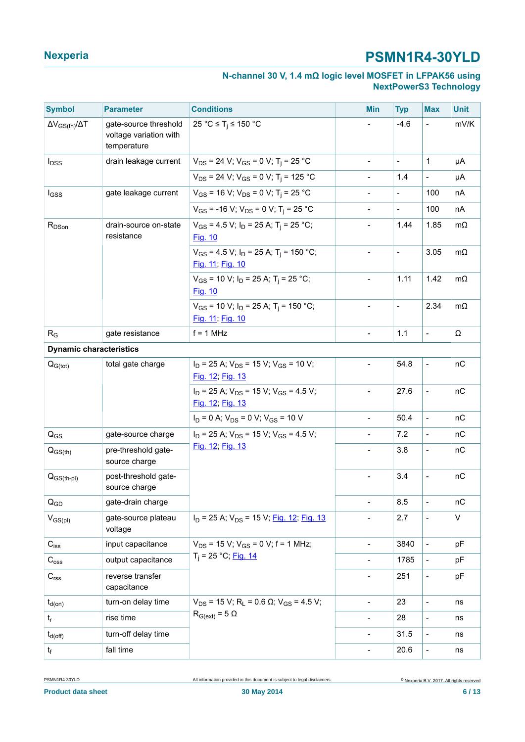| Symbol | Parameter | Conditions | Min | Typ | Max | Unit |
|---|---|---|---|---|---|---|
| $\Delta V_{GS(th)}/\Delta T$ | gate-source threshold voltage variation with temperature | 25 °C ≤ $T_j$ ≤ 150 °C | - | -4.6 | - | mV/K |
| $I_{DSS}$ | drain leakage current | $V_{DS}$ = 24 V; $V_{GS}$ = 0 V; $T_j$ = 25 °C | - | - | 1 | µA |
| | | $V_{DS}$ = 24 V; $V_{GS}$ = 0 V; $T_j$ = 125 °C | - | 1.4 | - | µA |
| $I_{GSS}$ | gate leakage current | $V_{GS}$ = 16 V; $V_{DS}$ = 0 V; $T_j$ = 25 °C | - | - | 100 | nA |
| | | $V_{GS}$ = -16 V; $V_{DS}$ = 0 V; $T_j$ = 25 °C | - | - | 100 | nA |
| $R_{DSon}$ | drain-source on-state resistance | $V_{GS}$ = 4.5 V; $I_D$ = 25 A; $T_j$ = 25 °C; Fig. 10 | - | 1.44 | 1.85 | mΩ |
| | | $V_{GS}$ = 4.5 V; $I_D$ = 25 A; $T_j$ = 150 °C; Fig. 11; Fig. 10 | - | - | 3.05 | mΩ |
| | | $V_{GS}$ = 10 V; $I_D$ = 25 A; $T_j$ = 25 °C; Fig. 10 | - | 1.11 | 1.42 | mΩ |
| | | $V_{GS}$ = 10 V; $I_D$ = 25 A; $T_j$ = 150 °C; Fig. 11; Fig. 10 | - | - | 2.34 | mΩ |
| $R_G$ | gate resistance | f = 1 MHz | - | 1.1 | - | Ω |
| **Dynamic characteristics** | | | | | | |
| $Q_{G(tot)}$ | total gate charge | $I_D$ = 25 A; $V_{DS}$ = 15 V; $V_{GS}$ = 10 V; Fig. 12; Fig. 13 | - | 54.8 | - | nC |
| | | $I_D$ = 25 A; $V_{DS}$ = 15 V; $V_{GS}$ = 4.5 V; Fig. 12; Fig. 13 | - | 27.6 | - | nC |
| | | $I_D$ = 0 A; $V_{DS}$ = 0 V; $V_{GS}$ = 10 V | - | 50.4 | - | nC |
| $Q_{GS}$ | gate-source charge | $I_D$ = 25 A; $V_{DS}$ = 15 V; $V_{GS}$ = 4.5 V; Fig. 12; Fig. 13 | - | 7.2 | - | nC |
| $Q_{GS(th)}$ | pre-threshold gate-source charge | | - | 3.8 | - | nC |
| $Q_{GS(th-pl)}$ | post-threshold gate-source charge | | - | 3.4 | - | nC |
| $Q_{GD}$ | gate-drain charge | | - | 8.5 | - | nC |
| $V_{GS(pl)}$ | gate-source plateau voltage | $I_D$ = 25 A; $V_{DS}$ = 15 V; Fig. 12; Fig. 13 | - | 2.7 | - | V |
| $C_{iss}$ | input capacitance | $V_{DS}$ = 15 V; $V_{GS}$ = 0 V; f = 1 MHz; $T_j$ = 25 °C; Fig. 14 | - | 3840 | - | pF |
| $C_{oss}$ | output capacitance | | - | 1785 | - | pF |
| $C_{rss}$ | reverse transfer capacitance | | - | 251 | - | pF |
| $t_{d(on)}$ | turn-on delay time | $V_{DS}$ = 15 V; $R_L$ = 0.6 Ω; $V_{GS}$ = 4.5 V; $R_{G(ext)}$ = 5 Ω | - | 23 | - | ns |
| $t_r$ | rise time | | - | 28 | - | ns |
| $t_{d(off)}$ | turn-off delay time | | - | 31.5 | - | ns |
| $t_f$ | fall time | | - | 20.6 | - | ns |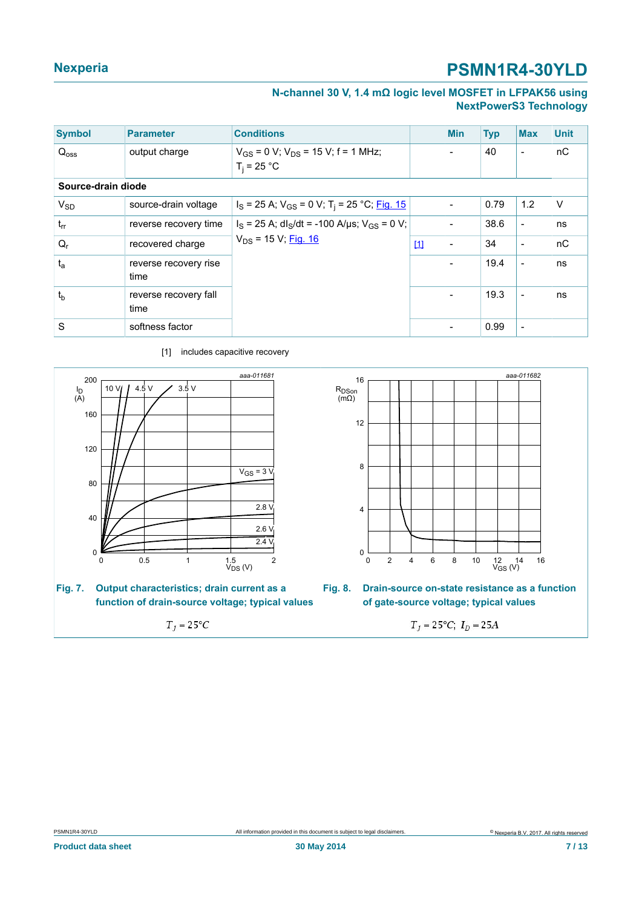| Symbol | Parameter | Conditions | | Min | Typ | Max | Unit |
|---|---|---|---|---|---|---|---|
| $Q_{oss}$ | output charge | $V_{GS}$ = 0 V; $V_{DS}$ = 15 V; f = 1 MHz; $T_j$ = 25 °C | | - | 40 | - | nC |
| **Source-drain diode** | | | | | | | |
| $V_{SD}$ | source-drain voltage | $I_S$ = 25 A; $V_{GS}$ = 0 V; $T_j$ = 25 °C; Fig. 15 | | - | 0.79 | 1.2 | V |
| $t_{rr}$ | reverse recovery time | $I_S$ = 25 A; $dI_S/dt$ = -100 A/µs; $V_{GS}$ = 0 V; $V_{DS}$ = 15 V; Fig. 16 | | - | 38.6 | - | ns |
| $Q_r$ | recovered charge | | [1] | - | 34 | - | nC |
| $t_a$ | reverse recovery rise time | | | - | 19.4 | - | ns |
| $t_b$ | reverse recovery fall time | | | - | 19.3 | - | ns |
| S | softness factor | | | - | 0.99 | - | |

[1] includes capacitive recovery

**Fig. 7. Output characteristics; drain current as a function of drain-source voltage; typical values**

$T_J = 25°C$

**Fig. 8. Drain-source on-state resistance as a function of gate-source voltage; typical values**

$T_J = 25°C;\ I_D = 25A$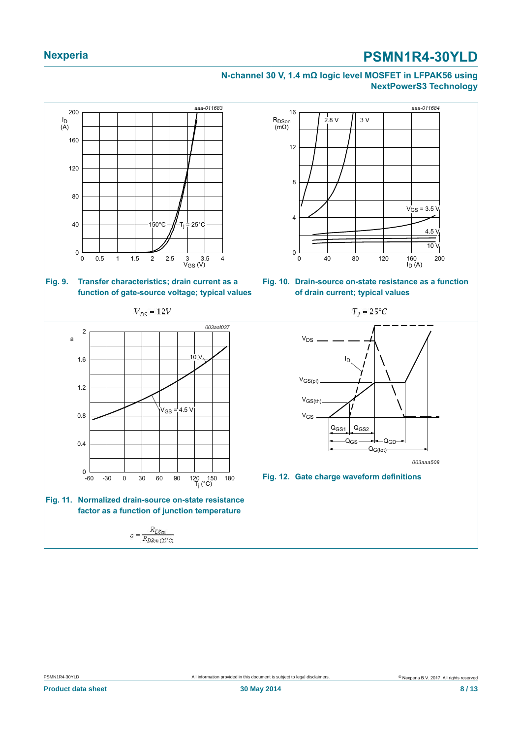Fig. 9. Transfer characteristics; drain current as a function of gate-source voltage; typical values

$V_{DS} = 12V$

Fig. 10. Drain-source on-state resistance as a function of drain current; typical values

$T_j = 25°C$

Fig. 11. Normalized drain-source on-state resistance factor as a function of junction temperature

$$a = \frac{R_{DSon}}{R_{DSon\,(25°C)}}$$

Fig. 12. Gate charge waveform definitions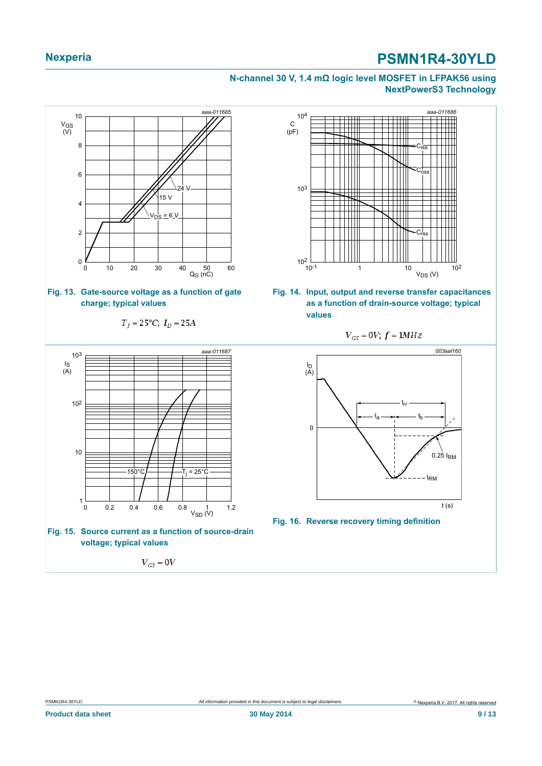Fig. 13. Gate-source voltage as a function of gate charge; typical values

$T_j = 25°C;\ I_D = 25A$

Fig. 14. Input, output and reverse transfer capacitances as a function of drain-source voltage; typical values

$V_{GS} = 0V;\ f = 1MHz$

Fig. 15. Source current as a function of source-drain voltage; typical values

$V_{GS} = 0V$

Fig. 16. Reverse recovery timing definition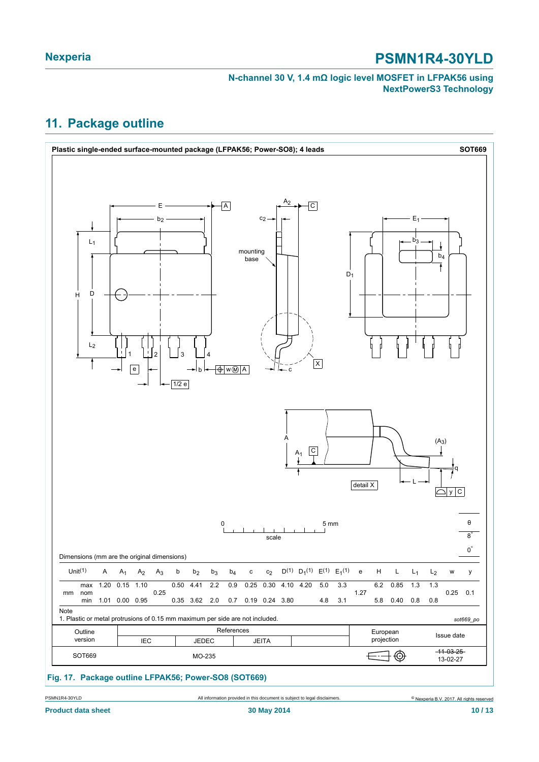## 11. Package outline

**Plastic single-ended surface-mounted package (LFPAK56; Power-SO8); 4 leads** **SOT669**

Dimensions (mm are the original dimensions)

| Unit(1) | | A | $A_1$ | $A_2$ | $A_3$ | b | $b_2$ | $b_3$ | $b_4$ | c | $c_2$ | D(1) | $D_1$(1) | E(1) | $E_1$(1) | e | H | L | $L_1$ | $L_2$ | w | y | θ |
|---|---|---|---|---|---|---|---|---|---|---|---|---|---|---|---|---|---|---|---|---|---|---|---|
| mm | max | 1.20 | 0.15 | 1.10 | | 0.50 | 4.41 | 2.2 | 0.9 | 0.25 | 0.30 | 4.10 | 4.20 | 5.0 | 3.3 | | 6.2 | 0.85 | 1.3 | 1.3 | | | 8° |
| | nom | | | | 0.25 | | | | | | | | | | | 1.27 | | | | | 0.25 | 0.1 | |
| | min | 1.01 | 0.00 | 0.95 | | 0.35 | 3.62 | 2.0 | 0.7 | 0.19 | 0.24 | 3.80 | | 4.8 | 3.1 | | 5.8 | 0.40 | 0.8 | 0.8 | | | 0° |

Note

1. Plastic or metal protrusions of 0.15 mm maximum per side are not included.

*sot669_po*

| Outline version | References: IEC | References: JEDEC | References: JEITA | | European projection | Issue date |
|---|---|---|---|---|---|---|
| SOT669 | | MO-235 | | | | ~~11-03-25~~ 13-02-27 |

**Fig. 17. Package outline LFPAK56; Power-SO8 (SOT669)**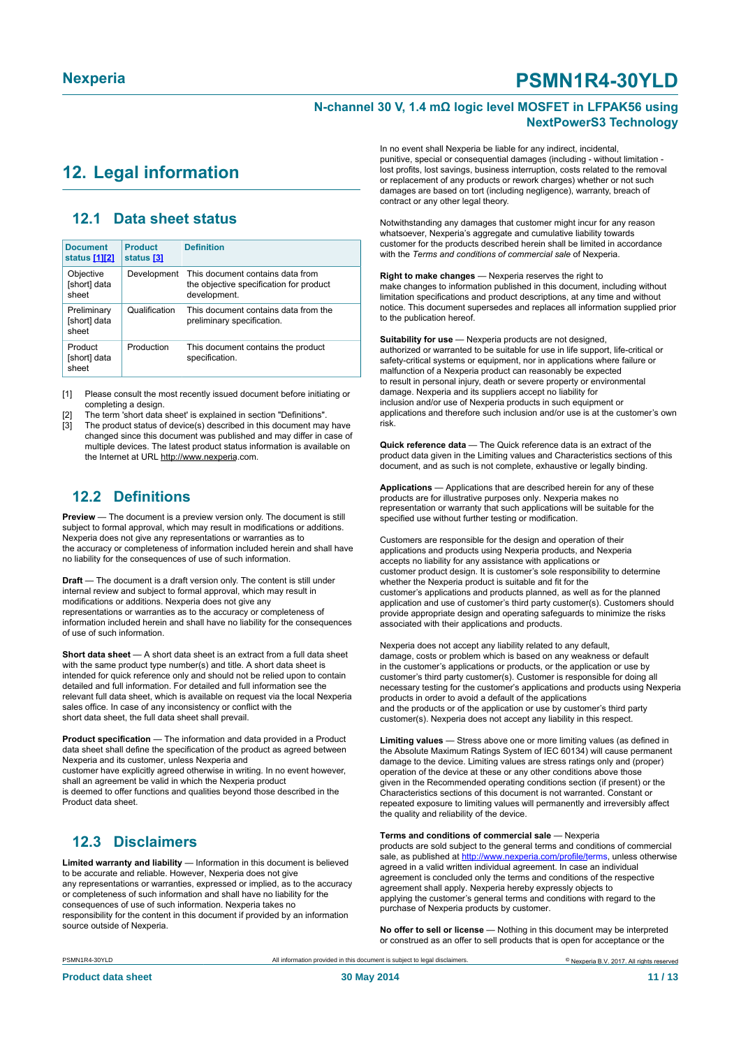# 12. Legal information

## 12.1 Data sheet status

| Document status [1][2] | Product status [3] | Definition |
|---|---|---|
| Objective [short] data sheet | Development | This document contains data from the objective specification for product development. |
| Preliminary [short] data sheet | Qualification | This document contains data from the preliminary specification. |
| Product [short] data sheet | Production | This document contains the product specification. |

[1] Please consult the most recently issued document before initiating or completing a design.

[2] The term 'short data sheet' is explained in section "Definitions".

[3] The product status of device(s) described in this document may have changed since this document was published and may differ in case of multiple devices. The latest product status information is available on the Internet at URL http://www.nexperia.com.

## 12.2 Definitions

**Preview** — The document is a preview version only. The document is still subject to formal approval, which may result in modifications or additions. Nexperia does not give any representations or warranties as to the accuracy or completeness of information included herein and shall have no liability for the consequences of use of such information.

**Draft** — The document is a draft version only. The content is still under internal review and subject to formal approval, which may result in modifications or additions. Nexperia does not give any representations or warranties as to the accuracy or completeness of information included herein and shall have no liability for the consequences of use of such information.

**Short data sheet** — A short data sheet is an extract from a full data sheet with the same product type number(s) and title. A short data sheet is intended for quick reference only and should not be relied upon to contain detailed and full information. For detailed and full information see the relevant full data sheet, which is available on request via the local Nexperia sales office. In case of any inconsistency or conflict with the short data sheet, the full data sheet shall prevail.

**Product specification** — The information and data provided in a Product data sheet shall define the specification of the product as agreed between Nexperia and its customer, unless Nexperia and customer have explicitly agreed otherwise in writing. In no event however, shall an agreement be valid in which the Nexperia product is deemed to offer functions and qualities beyond those described in the Product data sheet.

## 12.3 Disclaimers

**Limited warranty and liability** — Information in this document is believed to be accurate and reliable. However, Nexperia does not give any representations or warranties, expressed or implied, as to the accuracy or completeness of such information and shall have no liability for the consequences of use of such information. Nexperia takes no responsibility for the content in this document if provided by an information source outside of Nexperia.

In no event shall Nexperia be liable for any indirect, incidental, punitive, special or consequential damages (including - without limitation - lost profits, lost savings, business interruption, costs related to the removal or replacement of any products or rework charges) whether or not such damages are based on tort (including negligence), warranty, breach of contract or any other legal theory.

Notwithstanding any damages that customer might incur for any reason whatsoever, Nexperia's aggregate and cumulative liability towards customer for the products described herein shall be limited in accordance with the *Terms and conditions of commercial sale* of Nexperia.

**Right to make changes** — Nexperia reserves the right to make changes to information published in this document, including without limitation specifications and product descriptions, at any time and without notice. This document supersedes and replaces all information supplied prior to the publication hereof.

**Suitability for use** — Nexperia products are not designed, authorized or warranted to be suitable for use in life support, life-critical or safety-critical systems or equipment, nor in applications where failure or malfunction of a Nexperia product can reasonably be expected to result in personal injury, death or severe property or environmental damage. Nexperia and its suppliers accept no liability for inclusion and/or use of Nexperia products in such equipment or applications and therefore such inclusion and/or use is at the customer's own risk.

**Quick reference data** — The Quick reference data is an extract of the product data given in the Limiting values and Characteristics sections of this document, and as such is not complete, exhaustive or legally binding.

**Applications** — Applications that are described herein for any of these products are for illustrative purposes only. Nexperia makes no representation or warranty that such applications will be suitable for the specified use without further testing or modification.

Customers are responsible for the design and operation of their applications and products using Nexperia products, and Nexperia accepts no liability for any assistance with applications or customer product design. It is customer's sole responsibility to determine whether the Nexperia product is suitable and fit for the customer's applications and products planned, as well as for the planned application and use of customer's third party customer(s). Customers should provide appropriate design and operating safeguards to minimize the risks associated with their applications and products.

Nexperia does not accept any liability related to any default, damage, costs or problem which is based on any weakness or default in the customer's applications or products, or the application or use by customer's third party customer(s). Customer is responsible for doing all necessary testing for the customer's applications and products using Nexperia products in order to avoid a default of the applications and the products or of the application or use by customer's third party customer(s). Nexperia does not accept any liability in this respect.

**Limiting values** — Stress above one or more limiting values (as defined in the Absolute Maximum Ratings System of IEC 60134) will cause permanent damage to the device. Limiting values are stress ratings only and (proper) operation of the device at these or any other conditions above those given in the Recommended operating conditions section (if present) or the Characteristics sections of this document is not warranted. Constant or repeated exposure to limiting values will permanently and irreversibly affect the quality and reliability of the device.

**Terms and conditions of commercial sale** — Nexperia products are sold subject to the general terms and conditions of commercial sale, as published at http://www.nexperia.com/profile/terms, unless otherwise agreed in a valid written individual agreement. In case an individual agreement is concluded only the terms and conditions of the respective agreement shall apply. Nexperia hereby expressly objects to applying the customer's general terms and conditions with regard to the purchase of Nexperia products by customer.

**No offer to sell or license** — Nothing in this document may be interpreted or construed as an offer to sell products that is open for acceptance or the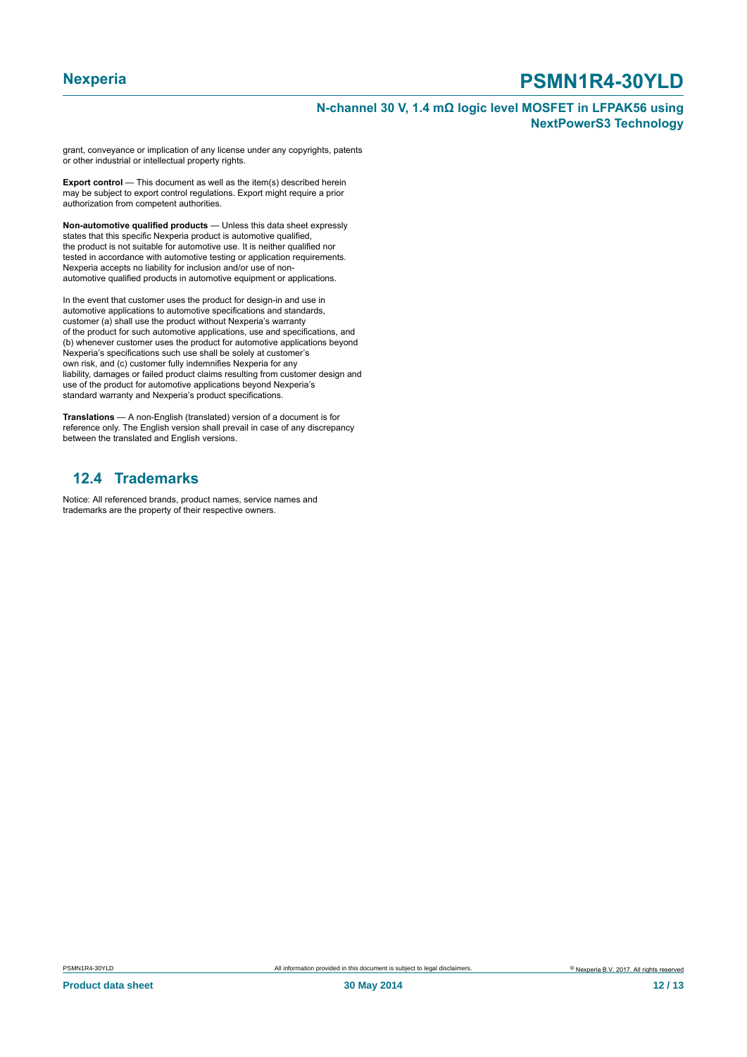grant, conveyance or implication of any license under any copyrights, patents or other industrial or intellectual property rights.

**Export control** — This document as well as the item(s) described herein may be subject to export control regulations. Export might require a prior authorization from competent authorities.

**Non-automotive qualified products** — Unless this data sheet expressly states that this specific Nexperia product is automotive qualified, the product is not suitable for automotive use. It is neither qualified nor tested in accordance with automotive testing or application requirements. Nexperia accepts no liability for inclusion and/or use of non-automotive qualified products in automotive equipment or applications.

In the event that customer uses the product for design-in and use in automotive applications to automotive specifications and standards, customer (a) shall use the product without Nexperia's warranty of the product for such automotive applications, use and specifications, and (b) whenever customer uses the product for automotive applications beyond Nexperia's specifications such use shall be solely at customer's own risk, and (c) customer fully indemnifies Nexperia for any liability, damages or failed product claims resulting from customer design and use of the product for automotive applications beyond Nexperia's standard warranty and Nexperia's product specifications.

**Translations** — A non-English (translated) version of a document is for reference only. The English version shall prevail in case of any discrepancy between the translated and English versions.

## 12.4 Trademarks

Notice: All referenced brands, product names, service names and trademarks are the property of their respective owners.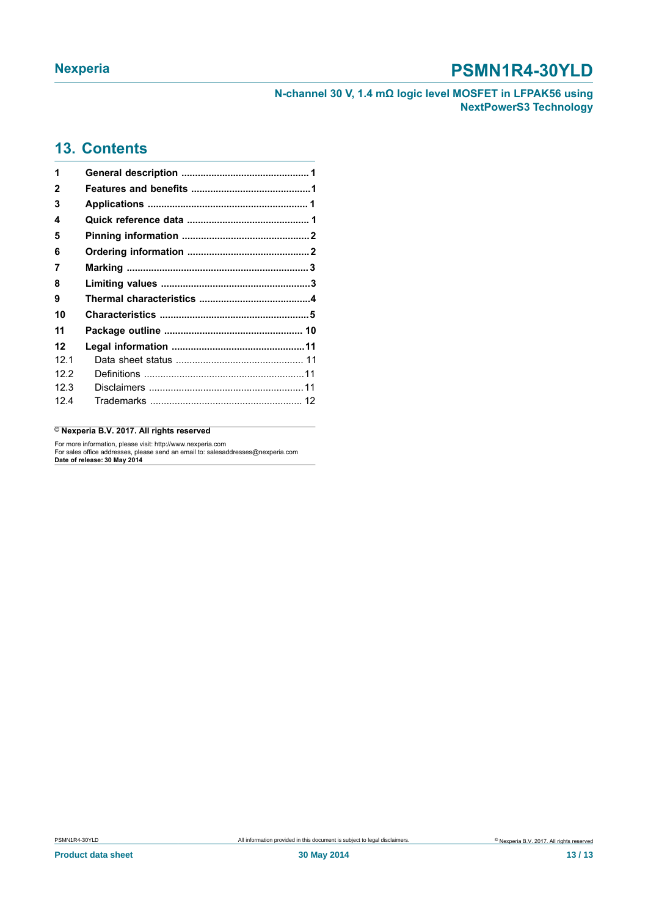## 13. Contents

| | | |
|---|---|---|
| **1** | **General description** | **1** |
| **2** | **Features and benefits** | **1** |
| **3** | **Applications** | **1** |
| **4** | **Quick reference data** | **1** |
| **5** | **Pinning information** | **2** |
| **6** | **Ordering information** | **2** |
| **7** | **Marking** | **3** |
| **8** | **Limiting values** | **3** |
| **9** | **Thermal characteristics** | **4** |
| **10** | **Characteristics** | **5** |
| **11** | **Package outline** | **10** |
| **12** | **Legal information** | **11** |
| 12.1 | Data sheet status | 11 |
| 12.2 | Definitions | 11 |
| 12.3 | Disclaimers | 11 |
| 12.4 | Trademarks | 12 |

**© Nexperia B.V. 2017. All rights reserved**

For more information, please visit: http://www.nexperia.com
For sales office addresses, please send an email to: salesaddresses@nexperia.com
**Date of release: 30 May 2014**